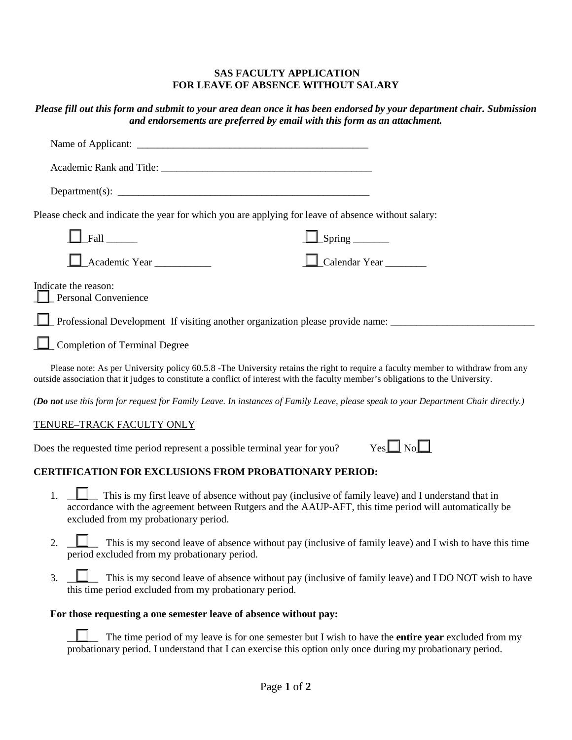**SAS FACULTY APPLICATION**
**FOR LEAVE OF ABSENCE WITHOUT SALARY**

***Please fill out this form and submit to your area dean once it has been endorsed by your department chair. Submission and endorsements are preferred by email with this form as an attachment.***

Name of Applicant: _______________________________________________

Academic Rank and Title: __________________________________________

Department(s): ___________________________________________________

Please check and indicate the year for which you are applying for leave of absence without salary:

☐ Fall ______ ☐ Spring _______

☐ Academic Year ___________ ☐ Calendar Year ________

Indicate the reason:

☐ Personal Convenience

☐ Professional Development If visiting another organization please provide name: ____________________________

☐ Completion of Terminal Degree

Please note: As per University policy 60.5.8 -The University retains the right to require a faculty member to withdraw from any outside association that it judges to constitute a conflict of interest with the faculty member's obligations to the University.

*(**Do not** use this form for request for Family Leave. In instances of Family Leave, please speak to your Department Chair directly.)*

TENURE–TRACK FACULTY ONLY

Does the requested time period represent a possible terminal year for you? Yes ☐ No ☐

**CERTIFICATION FOR EXCLUSIONS FROM PROBATIONARY PERIOD:**

1. ☐ This is my first leave of absence without pay (inclusive of family leave) and I understand that in accordance with the agreement between Rutgers and the AAUP-AFT, this time period will automatically be excluded from my probationary period.
2. ☐ This is my second leave of absence without pay (inclusive of family leave) and I wish to have this time period excluded from my probationary period.
3. ☐ This is my second leave of absence without pay (inclusive of family leave) and I DO NOT wish to have this time period excluded from my probationary period.

**For those requesting a one semester leave of absence without pay:**

☐ The time period of my leave is for one semester but I wish to have the **entire year** excluded from my probationary period. I understand that I can exercise this option only once during my probationary period.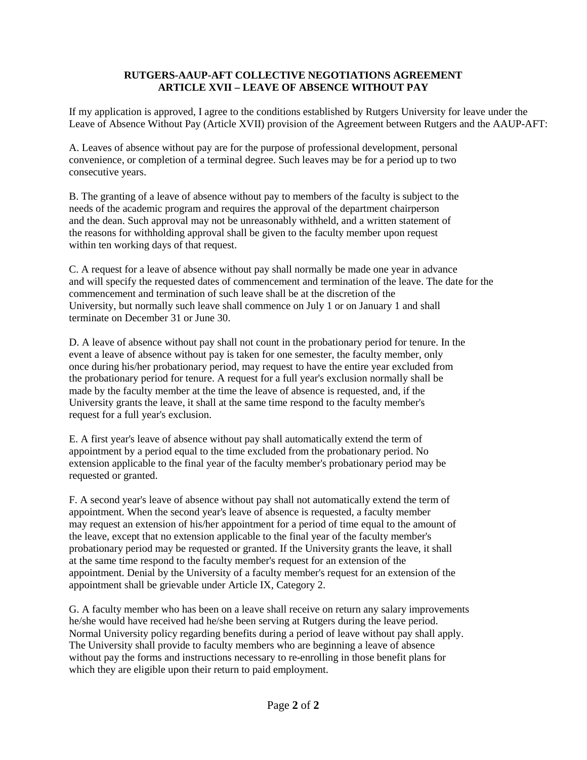**RUTGERS-AAUP-AFT COLLECTIVE NEGOTIATIONS AGREEMENT**
**ARTICLE XVII – LEAVE OF ABSENCE WITHOUT PAY**

If my application is approved, I agree to the conditions established by Rutgers University for leave under the Leave of Absence Without Pay (Article XVII) provision of the Agreement between Rutgers and the AAUP-AFT:

A. Leaves of absence without pay are for the purpose of professional development, personal convenience, or completion of a terminal degree. Such leaves may be for a period up to two consecutive years.

B. The granting of a leave of absence without pay to members of the faculty is subject to the needs of the academic program and requires the approval of the department chairperson and the dean. Such approval may not be unreasonably withheld, and a written statement of the reasons for withholding approval shall be given to the faculty member upon request within ten working days of that request.

C. A request for a leave of absence without pay shall normally be made one year in advance and will specify the requested dates of commencement and termination of the leave. The date for the commencement and termination of such leave shall be at the discretion of the University, but normally such leave shall commence on July 1 or on January 1 and shall terminate on December 31 or June 30.

D. A leave of absence without pay shall not count in the probationary period for tenure. In the event a leave of absence without pay is taken for one semester, the faculty member, only once during his/her probationary period, may request to have the entire year excluded from the probationary period for tenure. A request for a full year's exclusion normally shall be made by the faculty member at the time the leave of absence is requested, and, if the University grants the leave, it shall at the same time respond to the faculty member's request for a full year's exclusion.

E. A first year's leave of absence without pay shall automatically extend the term of appointment by a period equal to the time excluded from the probationary period. No extension applicable to the final year of the faculty member's probationary period may be requested or granted.

F. A second year's leave of absence without pay shall not automatically extend the term of appointment. When the second year's leave of absence is requested, a faculty member may request an extension of his/her appointment for a period of time equal to the amount of the leave, except that no extension applicable to the final year of the faculty member's probationary period may be requested or granted. If the University grants the leave, it shall at the same time respond to the faculty member's request for an extension of the appointment. Denial by the University of a faculty member's request for an extension of the appointment shall be grievable under Article IX, Category 2.

G. A faculty member who has been on a leave shall receive on return any salary improvements he/she would have received had he/she been serving at Rutgers during the leave period. Normal University policy regarding benefits during a period of leave without pay shall apply. The University shall provide to faculty members who are beginning a leave of absence without pay the forms and instructions necessary to re-enrolling in those benefit plans for which they are eligible upon their return to paid employment.